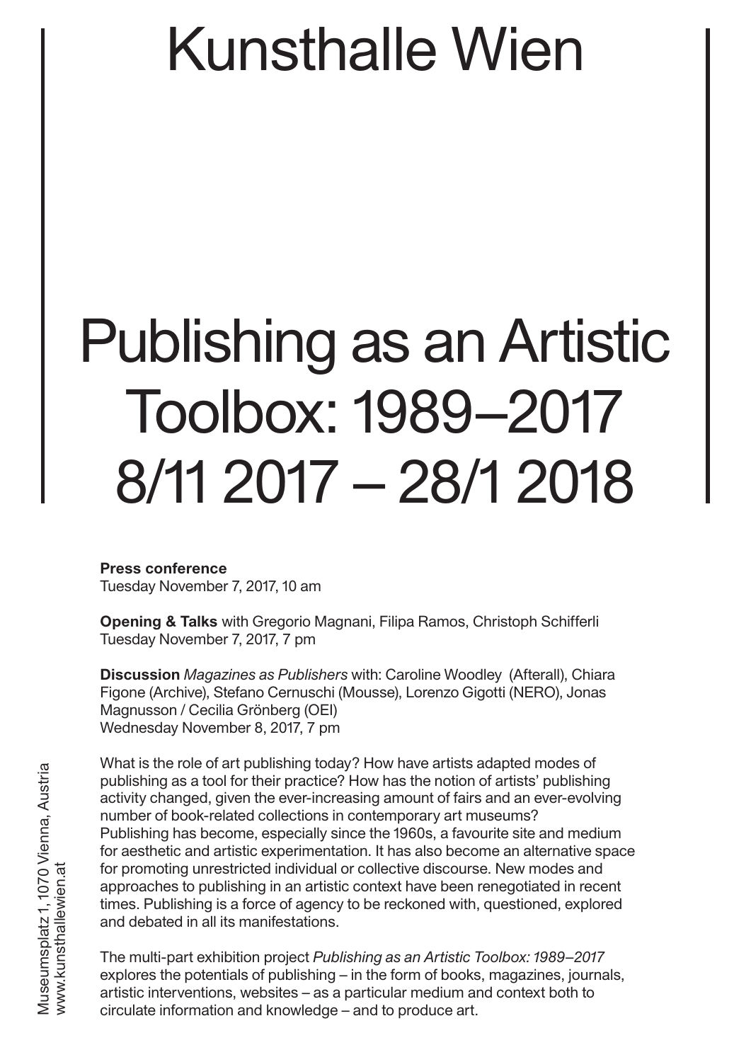# Kunsthalle Wien

# Publishing as an Artistic Toolbox: 1989–2017 8/11 2017 – 28/1 2018

**Press conference**
Tuesday November 7, 2017, 10 am

**Opening & Talks** with Gregorio Magnani, Filipa Ramos, Christoph Schifferli
Tuesday November 7, 2017, 7 pm

**Discussion** *Magazines as Publishers* with: Caroline Woodley (Afterall), Chiara Figone (Archive), Stefano Cernuschi (Mousse), Lorenzo Gigotti (NERO), Jonas Magnusson / Cecilia Grönberg (OEI)
Wednesday November 8, 2017, 7 pm

What is the role of art publishing today? How have artists adapted modes of publishing as a tool for their practice? How has the notion of artists' publishing activity changed, given the ever-increasing amount of fairs and an ever-evolving number of book-related collections in contemporary art museums?
Publishing has become, especially since the 1960s, a favourite site and medium for aesthetic and artistic experimentation. It has also become an alternative space for promoting unrestricted individual or collective discourse. New modes and approaches to publishing in an artistic context have been renegotiated in recent times. Publishing is a force of agency to be reckoned with, questioned, explored and debated in all its manifestations.

The multi-part exhibition project *Publishing as an Artistic Toolbox: 1989–2017* explores the potentials of publishing – in the form of books, magazines, journals, artistic interventions, websites – as a particular medium and context both to circulate information and knowledge – and to produce art.

Museumsplatz 1, 1070 Vienna, Austria
www.kunsthallewien.at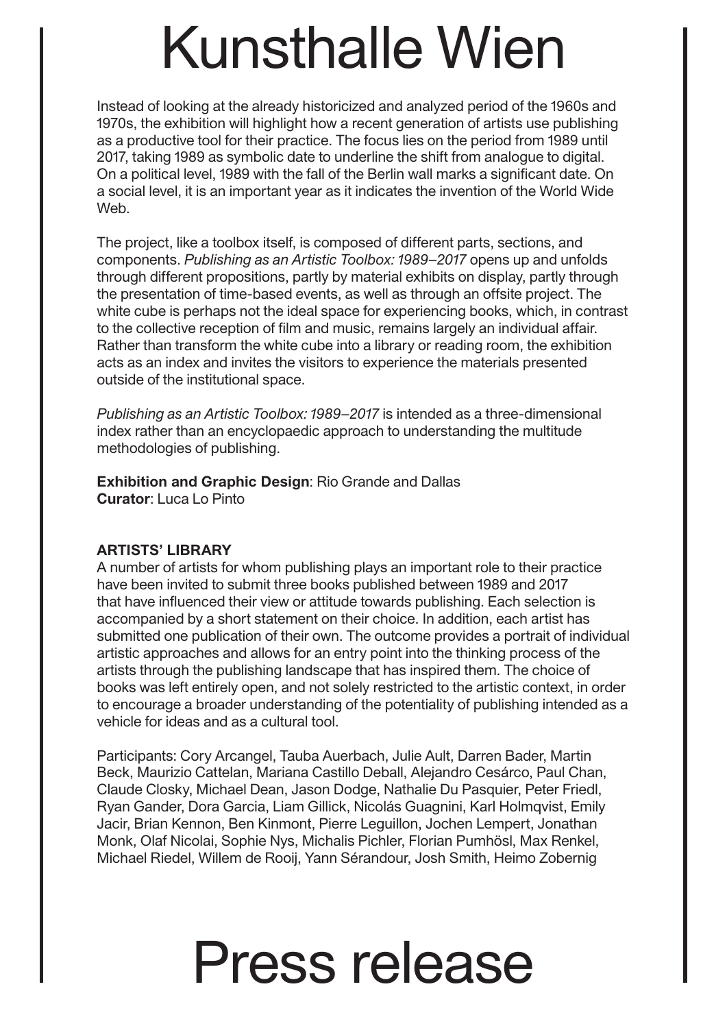Instead of looking at the already historicized and analyzed period of the 1960s and 1970s, the exhibition will highlight how a recent generation of artists use publishing as a productive tool for their practice. The focus lies on the period from 1989 until 2017, taking 1989 as symbolic date to underline the shift from analogue to digital. On a political level, 1989 with the fall of the Berlin wall marks a significant date. On a social level, it is an important year as it indicates the invention of the World Wide Web.

The project, like a toolbox itself, is composed of different parts, sections, and components. *Publishing as an Artistic Toolbox: 1989–2017* opens up and unfolds through different propositions, partly by material exhibits on display, partly through the presentation of time-based events, as well as through an offsite project. The white cube is perhaps not the ideal space for experiencing books, which, in contrast to the collective reception of film and music, remains largely an individual affair. Rather than transform the white cube into a library or reading room, the exhibition acts as an index and invites the visitors to experience the materials presented outside of the institutional space.

*Publishing as an Artistic Toolbox: 1989–2017* is intended as a three-dimensional index rather than an encyclopaedic approach to understanding the multitude methodologies of publishing.

**Exhibition and Graphic Design**: Rio Grande and Dallas
**Curator**: Luca Lo Pinto

**ARTISTS' LIBRARY**
A number of artists for whom publishing plays an important role to their practice have been invited to submit three books published between 1989 and 2017 that have influenced their view or attitude towards publishing. Each selection is accompanied by a short statement on their choice. In addition, each artist has submitted one publication of their own. The outcome provides a portrait of individual artistic approaches and allows for an entry point into the thinking process of the artists through the publishing landscape that has inspired them. The choice of books was left entirely open, and not solely restricted to the artistic context, in order to encourage a broader understanding of the potentiality of publishing intended as a vehicle for ideas and as a cultural tool.

Participants: Cory Arcangel, Tauba Auerbach, Julie Ault, Darren Bader, Martin Beck, Maurizio Cattelan, Mariana Castillo Deball, Alejandro Cesárco, Paul Chan, Claude Closky, Michael Dean, Jason Dodge, Nathalie Du Pasquier, Peter Friedl, Ryan Gander, Dora Garcia, Liam Gillick, Nicolás Guagnini, Karl Holmqvist, Emily Jacir, Brian Kennon, Ben Kinmont, Pierre Leguillon, Jochen Lempert, Jonathan Monk, Olaf Nicolai, Sophie Nys, Michalis Pichler, Florian Pumhösl, Max Renkel, Michael Riedel, Willem de Rooij, Yann Sérandour, Josh Smith, Heimo Zobernig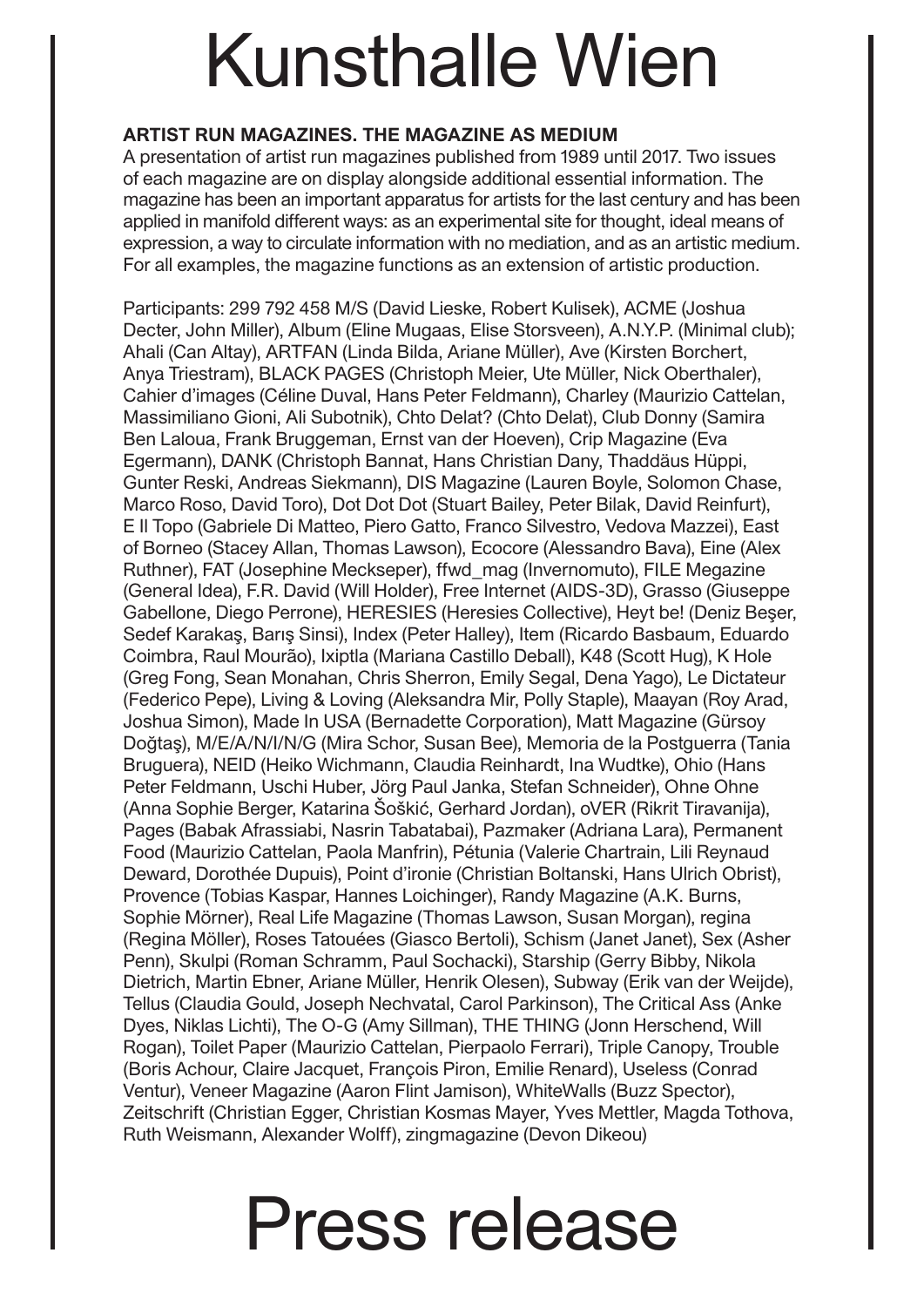**ARTIST RUN MAGAZINES. THE MAGAZINE AS MEDIUM**

A presentation of artist run magazines published from 1989 until 2017. Two issues of each magazine are on display alongside additional essential information. The magazine has been an important apparatus for artists for the last century and has been applied in manifold different ways: as an experimental site for thought, ideal means of expression, a way to circulate information with no mediation, and as an artistic medium. For all examples, the magazine functions as an extension of artistic production.

Participants: 299 792 458 M/S (David Lieske, Robert Kulisek), ACME (Joshua Decter, John Miller), Album (Eline Mugaas, Elise Storsveen), A.N.Y.P. (Minimal club); Ahali (Can Altay), ARTFAN (Linda Bilda, Ariane Müller), Ave (Kirsten Borchert, Anya Triestram), BLACK PAGES (Christoph Meier, Ute Müller, Nick Oberthaler), Cahier d'images (Céline Duval, Hans Peter Feldmann), Charley (Maurizio Cattelan, Massimiliano Gioni, Ali Subotnik), Chto Delat? (Chto Delat), Club Donny (Samira Ben Laloua, Frank Bruggeman, Ernst van der Hoeven), Crip Magazine (Eva Egermann), DANK (Christoph Bannat, Hans Christian Dany, Thaddäus Hüppi, Gunter Reski, Andreas Siekmann), DIS Magazine (Lauren Boyle, Solomon Chase, Marco Roso, David Toro), Dot Dot Dot (Stuart Bailey, Peter Bilak, David Reinfurt), E Il Topo (Gabriele Di Matteo, Piero Gatto, Franco Silvestro, Vedova Mazzei), East of Borneo (Stacey Allan, Thomas Lawson), Ecocore (Alessandro Bava), Eine (Alex Ruthner), FAT (Josephine Meckseper), ffwd_mag (Invernomuto), FILE Megazine (General Idea), F.R. David (Will Holder), Free Internet (AIDS-3D), Grasso (Giuseppe Gabellone, Diego Perrone), HERESIES (Heresies Collective), Heyt be! (Deniz Beşer, Sedef Karakaş, Barış Sinsi), Index (Peter Halley), Item (Ricardo Basbaum, Eduardo Coimbra, Raul Mourão), Ixiptla (Mariana Castillo Deball), K48 (Scott Hug), K Hole (Greg Fong, Sean Monahan, Chris Sherron, Emily Segal, Dena Yago), Le Dictateur (Federico Pepe), Living & Loving (Aleksandra Mir, Polly Staple), Maayan (Roy Arad, Joshua Simon), Made In USA (Bernadette Corporation), Matt Magazine (Gürsoy Doğtaş), M/E/A/N/I/N/G (Mira Schor, Susan Bee), Memoria de la Postguerra (Tania Bruguera), NEID (Heiko Wichmann, Claudia Reinhardt, Ina Wudtke), Ohio (Hans Peter Feldmann, Uschi Huber, Jörg Paul Janka, Stefan Schneider), Ohne Ohne (Anna Sophie Berger, Katarina Šoškić, Gerhard Jordan), oVER (Rikrit Tiravanija), Pages (Babak Afrassiabi, Nasrin Tabatabai), Pazmaker (Adriana Lara), Permanent Food (Maurizio Cattelan, Paola Manfrin), Pétunia (Valerie Chartrain, Lili Reynaud Deward, Dorothée Dupuis), Point d'ironie (Christian Boltanski, Hans Ulrich Obrist), Provence (Tobias Kaspar, Hannes Loichinger), Randy Magazine (A.K. Burns, Sophie Mörner), Real Life Magazine (Thomas Lawson, Susan Morgan), regina (Regina Möller), Roses Tatouées (Giasco Bertoli), Schism (Janet Janet), Sex (Asher Penn), Skulpi (Roman Schramm, Paul Sochacki), Starship (Gerry Bibby, Nikola Dietrich, Martin Ebner, Ariane Müller, Henrik Olesen), Subway (Erik van der Weijde), Tellus (Claudia Gould, Joseph Nechvatal, Carol Parkinson), The Critical Ass (Anke Dyes, Niklas Lichti), The O-G (Amy Sillman), THE THING (Jonn Herschend, Will Rogan), Toilet Paper (Maurizio Cattelan, Pierpaolo Ferrari), Triple Canopy, Trouble (Boris Achour, Claire Jacquet, François Piron, Emilie Renard), Useless (Conrad Ventur), Veneer Magazine (Aaron Flint Jamison), WhiteWalls (Buzz Spector), Zeitschrift (Christian Egger, Christian Kosmas Mayer, Yves Mettler, Magda Tothova, Ruth Weismann, Alexander Wolff), zingmagazine (Devon Dikeou)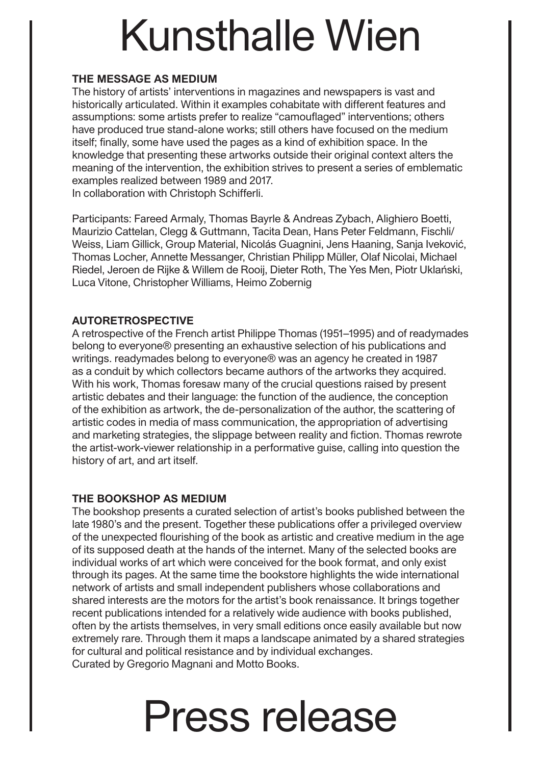# Kunsthalle Wien

**THE MESSAGE AS MEDIUM**

The history of artists' interventions in magazines and newspapers is vast and historically articulated. Within it examples cohabitate with different features and assumptions: some artists prefer to realize "camouflaged" interventions; others have produced true stand-alone works; still others have focused on the medium itself; finally, some have used the pages as a kind of exhibition space. In the knowledge that presenting these artworks outside their original context alters the meaning of the intervention, the exhibition strives to present a series of emblematic examples realized between 1989 and 2017.
In collaboration with Christoph Schifferli.

Participants: Fareed Armaly, Thomas Bayrle & Andreas Zybach, Alighiero Boetti, Maurizio Cattelan, Clegg & Guttmann, Tacita Dean, Hans Peter Feldmann, Fischli/Weiss, Liam Gillick, Group Material, Nicolás Guagnini, Jens Haaning, Sanja Iveković, Thomas Locher, Annette Messanger, Christian Philipp Müller, Olaf Nicolai, Michael Riedel, Jeroen de Rijke & Willem de Rooij, Dieter Roth, The Yes Men, Piotr Uklański, Luca Vitone, Christopher Williams, Heimo Zobernig

**AUTORETROSPECTIVE**

A retrospective of the French artist Philippe Thomas (1951–1995) and of readymades belong to everyone® presenting an exhaustive selection of his publications and writings. readymades belong to everyone® was an agency he created in 1987 as a conduit by which collectors became authors of the artworks they acquired. With his work, Thomas foresaw many of the crucial questions raised by present artistic debates and their language: the function of the audience, the conception of the exhibition as artwork, the de-personalization of the author, the scattering of artistic codes in media of mass communication, the appropriation of advertising and marketing strategies, the slippage between reality and fiction. Thomas rewrote the artist-work-viewer relationship in a performative guise, calling into question the history of art, and art itself.

**THE BOOKSHOP AS MEDIUM**

The bookshop presents a curated selection of artist's books published between the late 1980's and the present. Together these publications offer a privileged overview of the unexpected flourishing of the book as artistic and creative medium in the age of its supposed death at the hands of the internet. Many of the selected books are individual works of art which were conceived for the book format, and only exist through its pages. At the same time the bookstore highlights the wide international network of artists and small independent publishers whose collaborations and shared interests are the motors for the artist's book renaissance. It brings together recent publications intended for a relatively wide audience with books published, often by the artists themselves, in very small editions once easily available but now extremely rare. Through them it maps a landscape animated by a shared strategies for cultural and political resistance and by individual exchanges.
Curated by Gregorio Magnani and Motto Books.

# Press release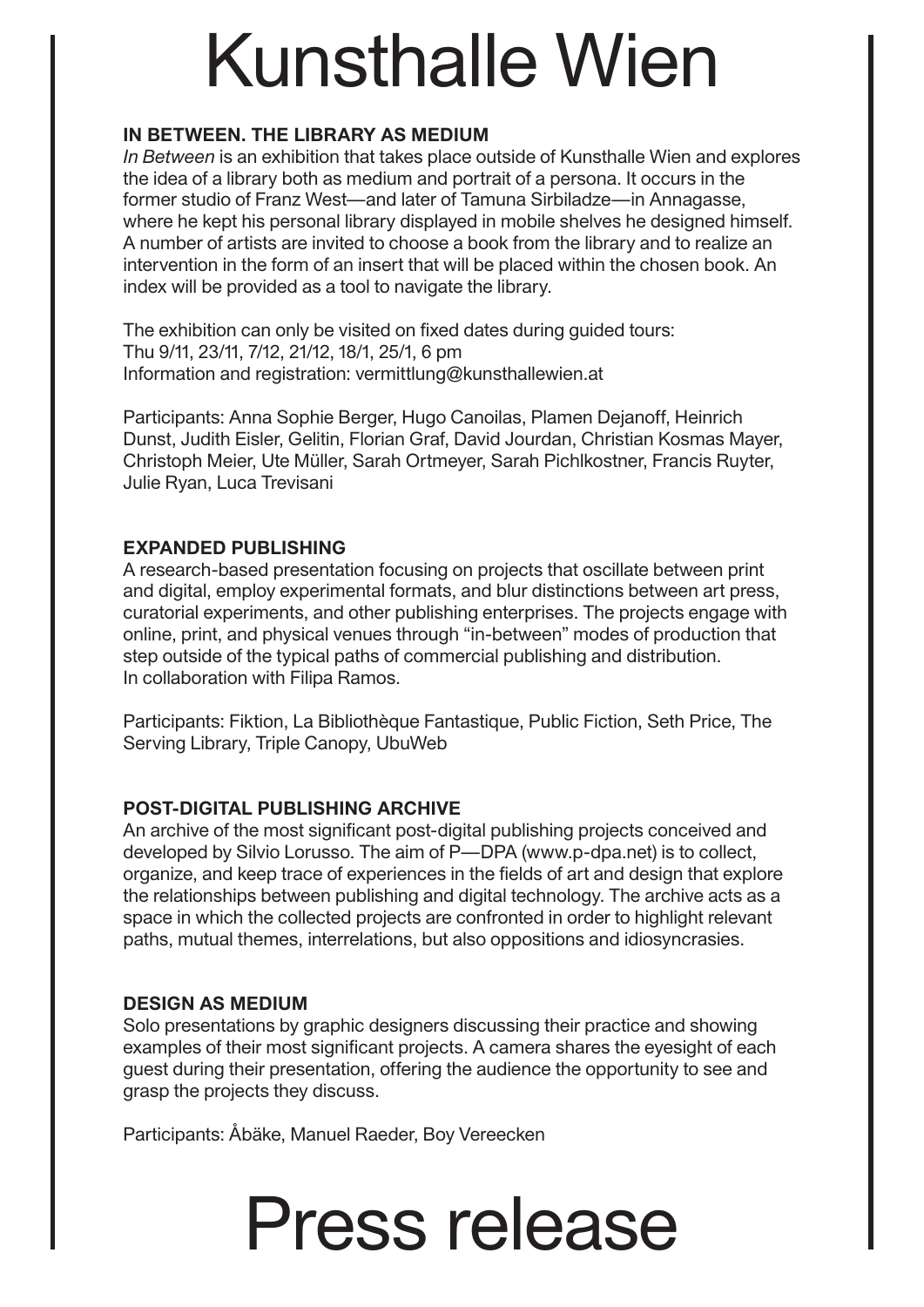# Kunsthalle Wien

**IN BETWEEN. THE LIBRARY AS MEDIUM**

*In Between* is an exhibition that takes place outside of Kunsthalle Wien and explores the idea of a library both as medium and portrait of a persona. It occurs in the former studio of Franz West—and later of Tamuna Sirbiladze—in Annagasse, where he kept his personal library displayed in mobile shelves he designed himself. A number of artists are invited to choose a book from the library and to realize an intervention in the form of an insert that will be placed within the chosen book. An index will be provided as a tool to navigate the library.

The exhibition can only be visited on fixed dates during guided tours:
Thu 9/11, 23/11, 7/12, 21/12, 18/1, 25/1, 6 pm
Information and registration: vermittlung@kunsthallewien.at

Participants: Anna Sophie Berger, Hugo Canoilas, Plamen Dejanoff, Heinrich Dunst, Judith Eisler, Gelitin, Florian Graf, David Jourdan, Christian Kosmas Mayer, Christoph Meier, Ute Müller, Sarah Ortmeyer, Sarah Pichlkostner, Francis Ruyter, Julie Ryan, Luca Trevisani

**EXPANDED PUBLISHING**

A research-based presentation focusing on projects that oscillate between print and digital, employ experimental formats, and blur distinctions between art press, curatorial experiments, and other publishing enterprises. The projects engage with online, print, and physical venues through "in-between" modes of production that step outside of the typical paths of commercial publishing and distribution.
In collaboration with Filipa Ramos.

Participants: Fiktion, La Bibliothèque Fantastique, Public Fiction, Seth Price, The Serving Library, Triple Canopy, UbuWeb

**POST-DIGITAL PUBLISHING ARCHIVE**

An archive of the most significant post-digital publishing projects conceived and developed by Silvio Lorusso. The aim of P—DPA (www.p-dpa.net) is to collect, organize, and keep trace of experiences in the fields of art and design that explore the relationships between publishing and digital technology. The archive acts as a space in which the collected projects are confronted in order to highlight relevant paths, mutual themes, interrelations, but also oppositions and idiosyncrasies.

**DESIGN AS MEDIUM**

Solo presentations by graphic designers discussing their practice and showing examples of their most significant projects. A camera shares the eyesight of each guest during their presentation, offering the audience the opportunity to see and grasp the projects they discuss.

Participants: Åbäke, Manuel Raeder, Boy Vereecken

# Press release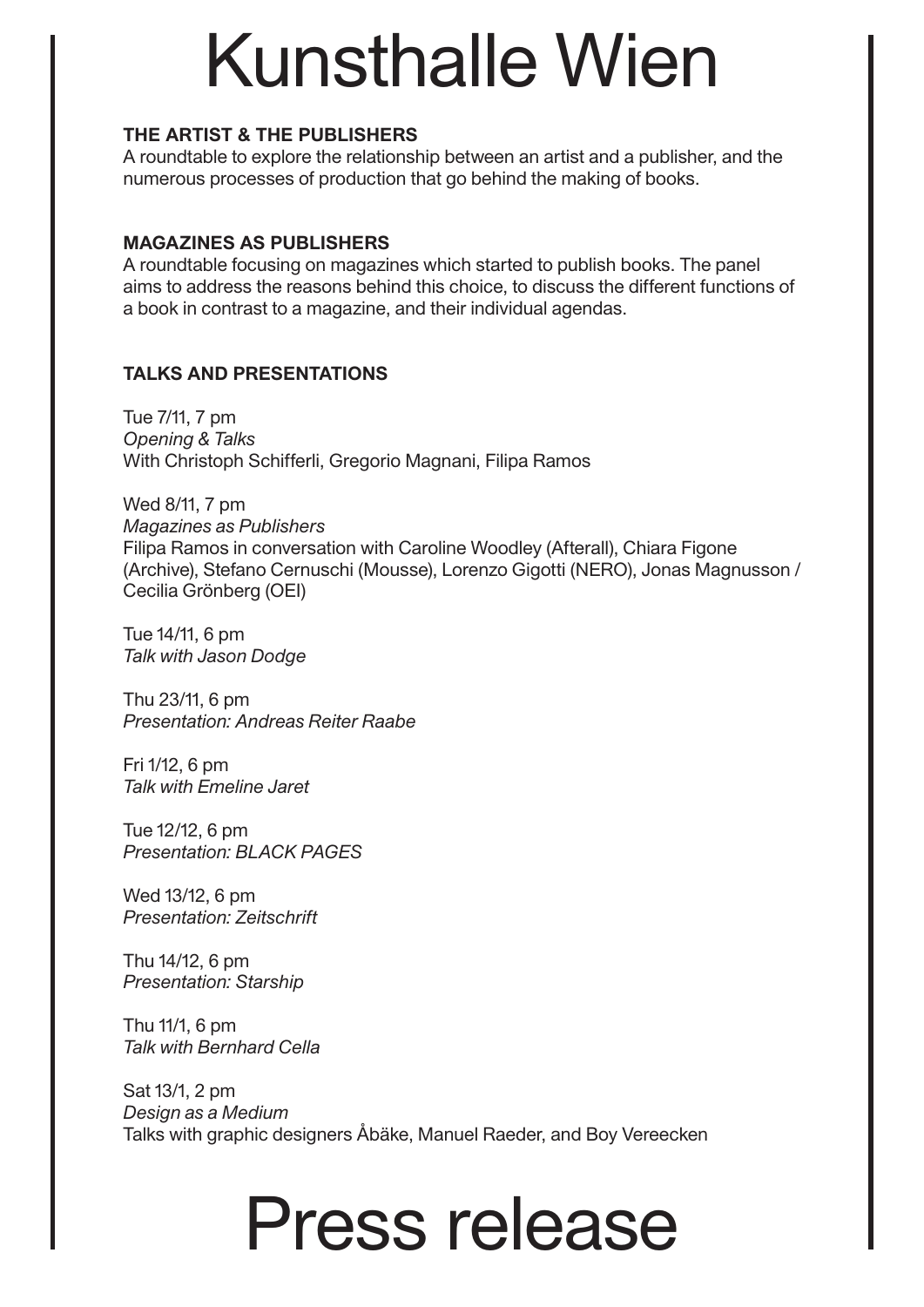**THE ARTIST & THE PUBLISHERS**
A roundtable to explore the relationship between an artist and a publisher, and the numerous processes of production that go behind the making of books.

**MAGAZINES AS PUBLISHERS**
A roundtable focusing on magazines which started to publish books. The panel aims to address the reasons behind this choice, to discuss the different functions of a book in contrast to a magazine, and their individual agendas.

**TALKS AND PRESENTATIONS**

Tue 7/11, 7 pm
*Opening & Talks*
With Christoph Schifferli, Gregorio Magnani, Filipa Ramos

Wed 8/11, 7 pm
*Magazines as Publishers*
Filipa Ramos in conversation with Caroline Woodley (Afterall), Chiara Figone (Archive), Stefano Cernuschi (Mousse), Lorenzo Gigotti (NERO), Jonas Magnusson / Cecilia Grönberg (OEI)

Tue 14/11, 6 pm
*Talk with Jason Dodge*

Thu 23/11, 6 pm
*Presentation: Andreas Reiter Raabe*

Fri 1/12, 6 pm
*Talk with Emeline Jaret*

Tue 12/12, 6 pm
*Presentation: BLACK PAGES*

Wed 13/12, 6 pm
*Presentation: Zeitschrift*

Thu 14/12, 6 pm
*Presentation: Starship*

Thu 11/1, 6 pm
*Talk with Bernhard Cella*

Sat 13/1, 2 pm
*Design as a Medium*
Talks with graphic designers Åbäke, Manuel Raeder, and Boy Vereecken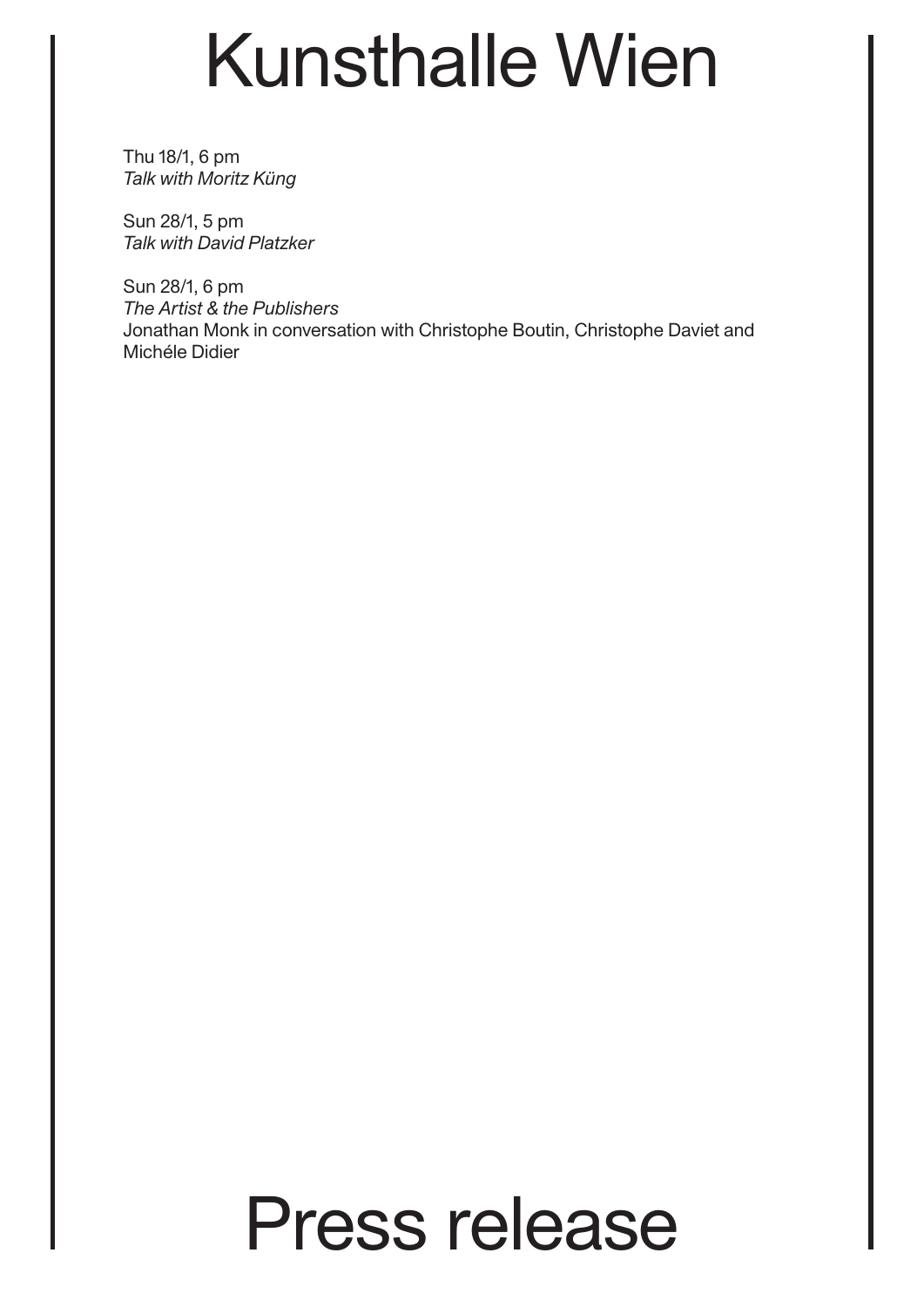Thu 18/1, 6 pm
*Talk with Moritz Küng*

Sun 28/1, 5 pm
*Talk with David Platzker*

Sun 28/1, 6 pm
*The Artist & the Publishers*
Jonathan Monk in conversation with Christophe Boutin, Christophe Daviet and Michéle Didier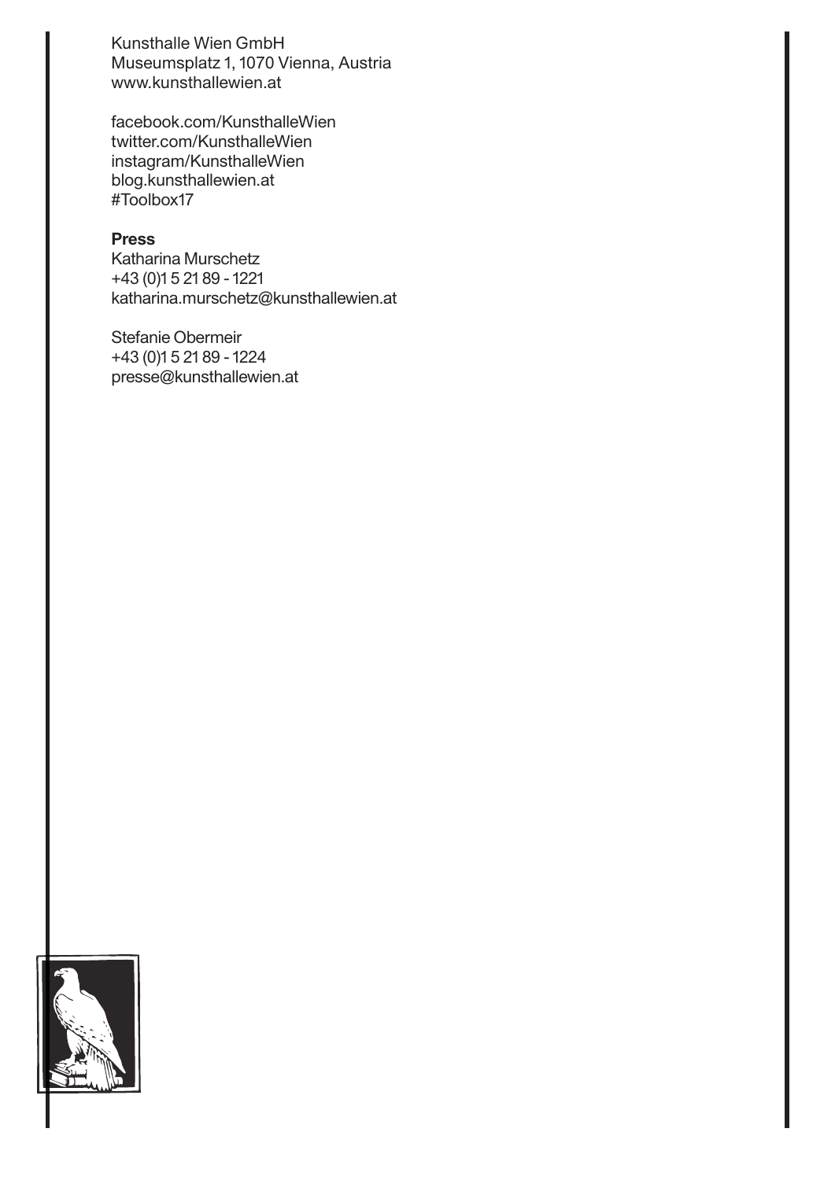Kunsthalle Wien GmbH
Museumsplatz 1, 1070 Vienna, Austria
www.kunsthallewien.at

facebook.com/KunsthalleWien
twitter.com/KunsthalleWien
instagram/KunsthalleWien
blog.kunsthallewien.at
#Toolbox17

**Press**
Katharina Murschetz
+43 (0)1 5 21 89 - 1221
katharina.murschetz@kunsthallewien.at

Stefanie Obermeir
+43 (0)1 5 21 89 - 1224
presse@kunsthallewien.at